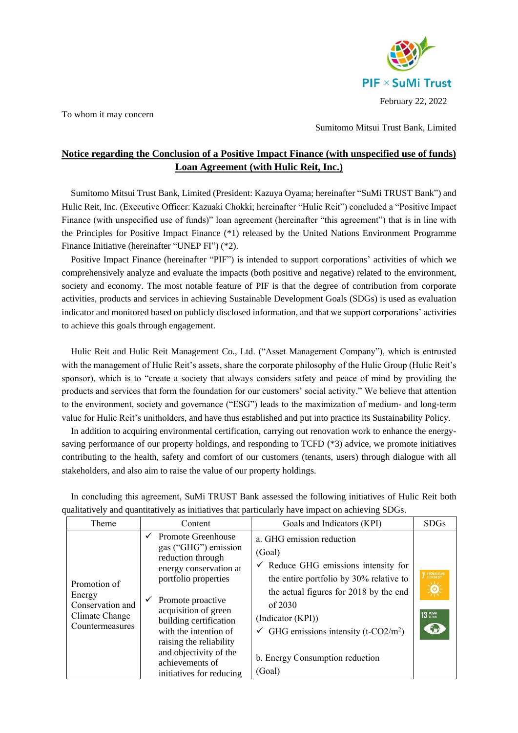PIF × SuMi Trust

February 22, 2022

To whom it may concern

Sumitomo Mitsui Trust Bank, Limited

# Notice regarding the Conclusion of a Positive Impact Finance (with unspecified use of funds) Loan Agreement (with Hulic Reit, Inc.)

Sumitomo Mitsui Trust Bank, Limited (President: Kazuya Oyama; hereinafter "SuMi TRUST Bank") and Hulic Reit, Inc. (Executive Officer: Kazuaki Chokki; hereinafter "Hulic Reit") concluded a "Positive Impact Finance (with unspecified use of funds)" loan agreement (hereinafter "this agreement") that is in line with the Principles for Positive Impact Finance (*1) released by the United Nations Environment Programme Finance Initiative (hereinafter "UNEP FI") (*2).

Positive Impact Finance (hereinafter "PIF") is intended to support corporations' activities of which we comprehensively analyze and evaluate the impacts (both positive and negative) related to the environment, society and economy. The most notable feature of PIF is that the degree of contribution from corporate activities, products and services in achieving Sustainable Development Goals (SDGs) is used as evaluation indicator and monitored based on publicly disclosed information, and that we support corporations' activities to achieve this goals through engagement.

Hulic Reit and Hulic Reit Management Co., Ltd. ("Asset Management Company"), which is entrusted with the management of Hulic Reit's assets, share the corporate philosophy of the Hulic Group (Hulic Reit's sponsor), which is to "create a society that always considers safety and peace of mind by providing the products and services that form the foundation for our customers' social activity." We believe that attention to the environment, society and governance ("ESG") leads to the maximization of medium- and long-term value for Hulic Reit's unitholders, and have thus established and put into practice its Sustainability Policy.

In addition to acquiring environmental certification, carrying out renovation work to enhance the energy-saving performance of our property holdings, and responding to TCFD (*3) advice, we promote initiatives contributing to the health, safety and comfort of our customers (tenants, users) through dialogue with all stakeholders, and also aim to raise the value of our property holdings.

In concluding this agreement, SuMi TRUST Bank assessed the following initiatives of Hulic Reit both qualitatively and quantitatively as initiatives that particularly have impact on achieving SDGs.

| Theme | Content | Goals and Indicators (KPI) | SDGs |
|---|---|---|---|
| Promotion of Energy Conservation and Climate Change Countermeasures | ✓ Promote Greenhouse gas ("GHG") emission reduction through energy conservation at portfolio properties<br>✓ Promote proactive acquisition of green building certification with the intention of raising the reliability and objectivity of the achievements of initiatives for reducing | a. GHG emission reduction<br>(Goal)<br>✓ Reduce GHG emissions intensity for the entire portfolio by 30% relative to the actual figures for 2018 by the end of 2030<br>(Indicator (KPI))<br>✓ GHG emissions intensity (t-$CO_2$/$m^2$)<br><br>b. Energy Consumption reduction<br>(Goal) | 7, 13 |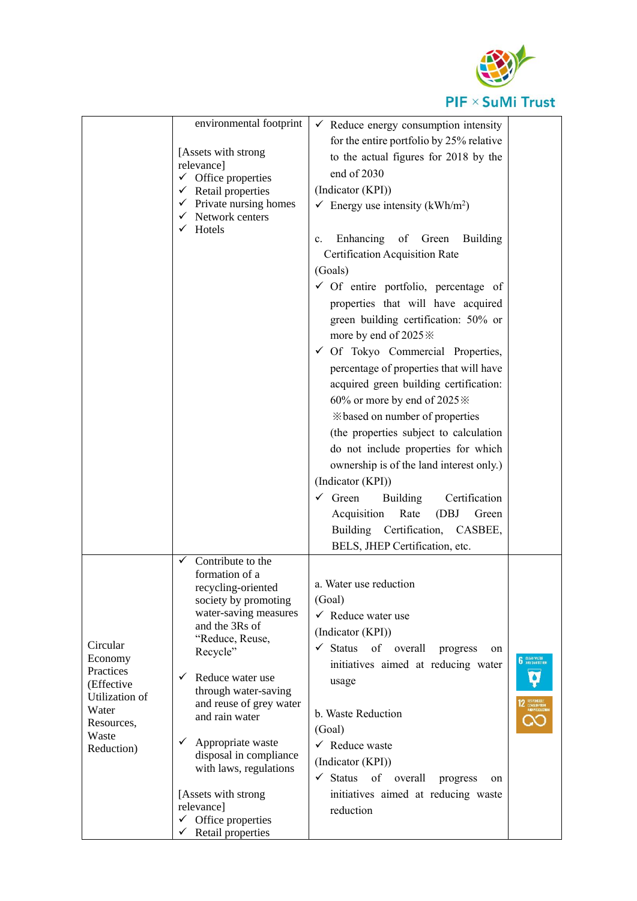| | | | |
|---|---|---|---|
| | environmental footprint<br><br>[Assets with strong relevance]<br>✓ Office properties<br>✓ Retail properties<br>✓ Private nursing homes<br>✓ Network centers<br>✓ Hotels | ✓ Reduce energy consumption intensity for the entire portfolio by 25% relative to the actual figures for 2018 by the end of 2030<br>(Indicator (KPI))<br>✓ Energy use intensity (kWh/m$^2$)<br><br>c. Enhancing of Green Building Certification Acquisition Rate<br>(Goals)<br>✓ Of entire portfolio, percentage of properties that will have acquired green building certification: 50% or more by end of 2025※<br>✓ Of Tokyo Commercial Properties, percentage of properties that will have acquired green building certification: 60% or more by end of 2025※<br>※based on number of properties (the properties subject to calculation do not include properties for which ownership is of the land interest only.)<br>(Indicator (KPI))<br>✓ Green Building Certification Acquisition Rate (DBJ Green Building Certification, CASBEE, BELS, JHEP Certification, etc. | |
| Circular Economy Practices (Effective Utilization of Water Resources, Waste Reduction) | ✓ Contribute to the formation of a recycling-oriented society by promoting water-saving measures and the 3Rs of "Reduce, Reuse, Recycle"<br><br>✓ Reduce water use through water-saving and reuse of grey water and rain water<br><br>✓ Appropriate waste disposal in compliance with laws, regulations<br><br>[Assets with strong relevance]<br>✓ Office properties<br>✓ Retail properties | a. Water use reduction<br>(Goal)<br>✓ Reduce water use<br>(Indicator (KPI))<br>✓ Status of overall progress on initiatives aimed at reducing water usage<br><br>b. Waste Reduction<br>(Goal)<br>✓ Reduce waste<br>(Indicator (KPI))<br>✓ Status of overall progress on initiatives aimed at reducing waste reduction | 6 CLEAN WATER AND SANITATION<br>12 RESPONSIBLE CONSUMPTION AND PRODUCTION |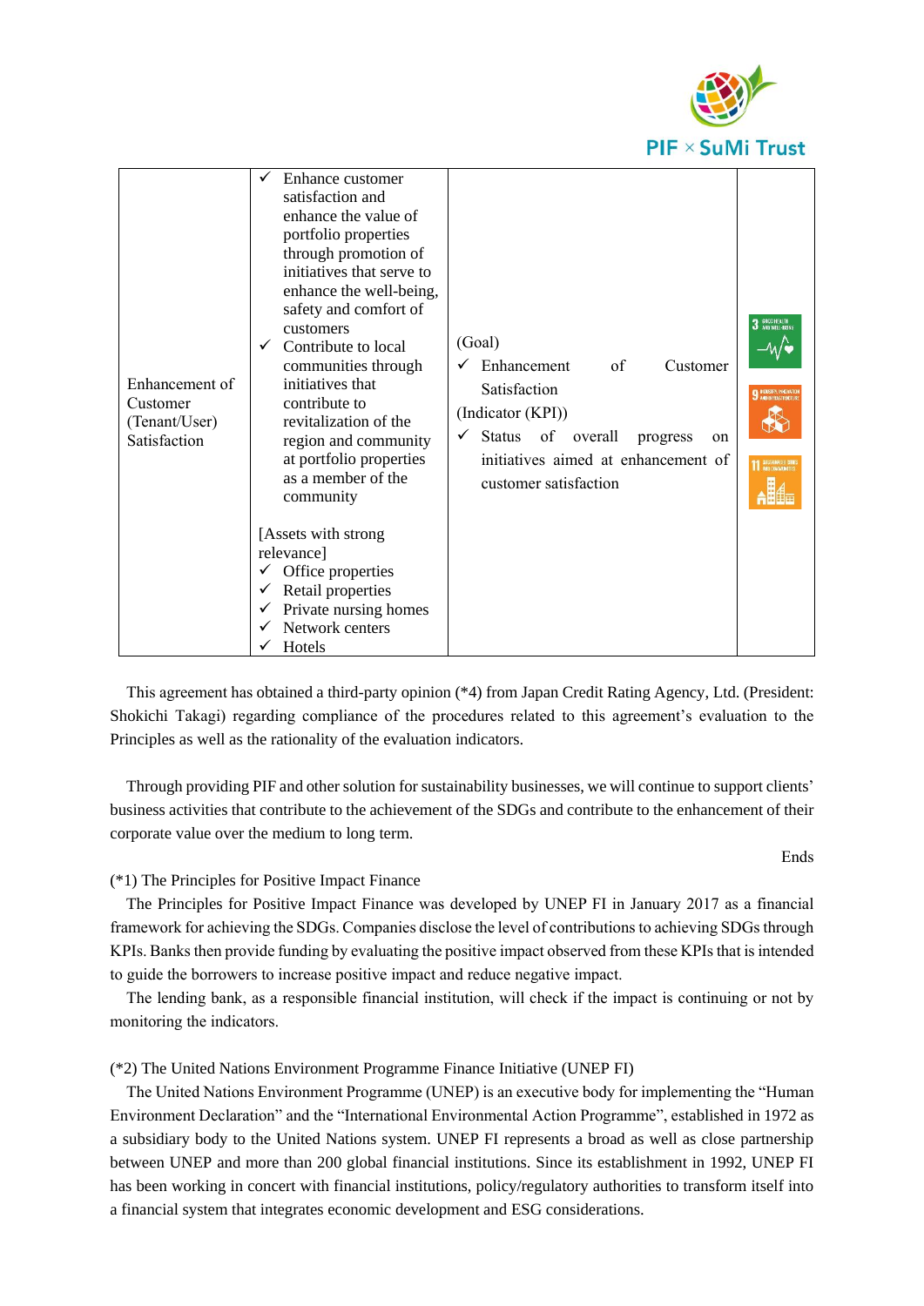| Enhancement of Customer (Tenant/User) Satisfaction | ✓ Enhance customer satisfaction and enhance the value of portfolio properties through promotion of initiatives that serve to enhance the well-being, safety and comfort of customers<br>✓ Contribute to local communities through initiatives that contribute to revitalization of the region and community at portfolio properties as a member of the community<br><br>[Assets with strong relevance]<br>✓ Office properties<br>✓ Retail properties<br>✓ Private nursing homes<br>✓ Network centers<br>✓ Hotels | (Goal)<br>✓ Enhancement of Customer Satisfaction<br>(Indicator (KPI))<br>✓ Status of overall progress on initiatives aimed at enhancement of customer satisfaction | |
|---|---|---|---|

This agreement has obtained a third-party opinion (*4) from Japan Credit Rating Agency, Ltd. (President: Shokichi Takagi) regarding compliance of the procedures related to this agreement's evaluation to the Principles as well as the rationality of the evaluation indicators.

Through providing PIF and other solution for sustainability businesses, we will continue to support clients' business activities that contribute to the achievement of the SDGs and contribute to the enhancement of their corporate value over the medium to long term.

Ends

(*1) The Principles for Positive Impact Finance

The Principles for Positive Impact Finance was developed by UNEP FI in January 2017 as a financial framework for achieving the SDGs. Companies disclose the level of contributions to achieving SDGs through KPIs. Banks then provide funding by evaluating the positive impact observed from these KPIs that is intended to guide the borrowers to increase positive impact and reduce negative impact.

The lending bank, as a responsible financial institution, will check if the impact is continuing or not by monitoring the indicators.

(*2) The United Nations Environment Programme Finance Initiative (UNEP FI)

The United Nations Environment Programme (UNEP) is an executive body for implementing the "Human Environment Declaration" and the "International Environmental Action Programme", established in 1972 as a subsidiary body to the United Nations system. UNEP FI represents a broad as well as close partnership between UNEP and more than 200 global financial institutions. Since its establishment in 1992, UNEP FI has been working in concert with financial institutions, policy/regulatory authorities to transform itself into a financial system that integrates economic development and ESG considerations.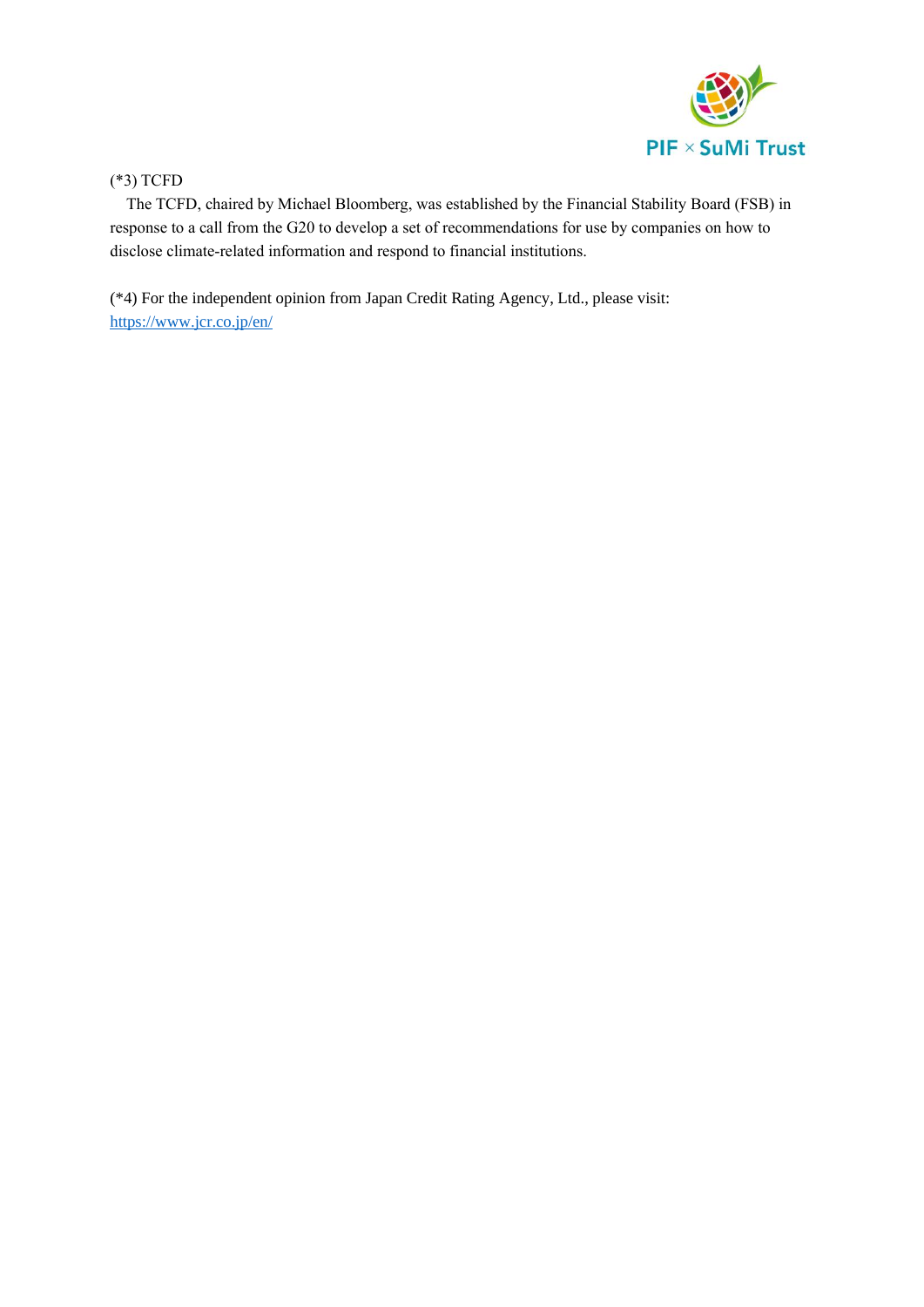(*3) TCFD

The TCFD, chaired by Michael Bloomberg, was established by the Financial Stability Board (FSB) in response to a call from the G20 to develop a set of recommendations for use by companies on how to disclose climate-related information and respond to financial institutions.

(*4) For the independent opinion from Japan Credit Rating Agency, Ltd., please visit:
https://www.jcr.co.jp/en/